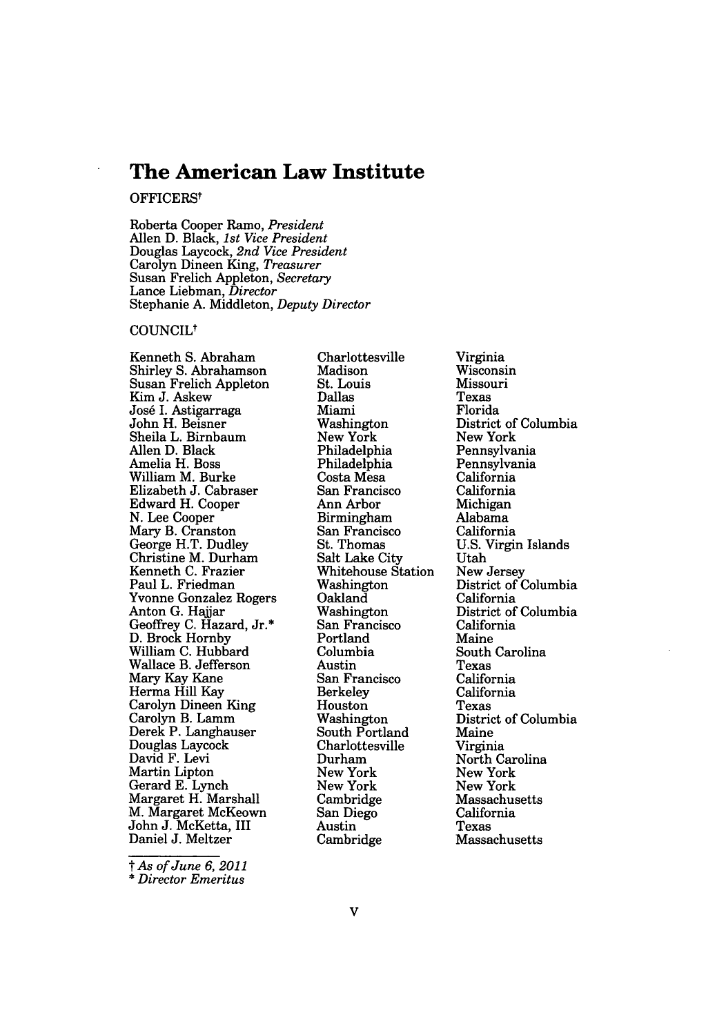# The American Law Institute

OFFICERS†

Roberta Cooper Ramo, *President*
Allen D. Black, *1st Vice President*
Douglas Laycock, *2nd Vice President*
Carolyn Dineen King, *Treasurer*
Susan Frelich Appleton, *Secretary*
Lance Liebman, *Director*
Stephanie A. Middleton, *Deputy Director*

COUNCIL†

| | | |
|---|---|---|
| Kenneth S. Abraham | Charlottesville | Virginia |
| Shirley S. Abrahamson | Madison | Wisconsin |
| Susan Frelich Appleton | St. Louis | Missouri |
| Kim J. Askew | Dallas | Texas |
| José I. Astigarraga | Miami | Florida |
| John H. Beisner | Washington | District of Columbia |
| Sheila L. Birnbaum | New York | New York |
| Allen D. Black | Philadelphia | Pennsylvania |
| Amelia H. Boss | Philadelphia | Pennsylvania |
| William M. Burke | Costa Mesa | California |
| Elizabeth J. Cabraser | San Francisco | California |
| Edward H. Cooper | Ann Arbor | Michigan |
| N. Lee Cooper | Birmingham | Alabama |
| Mary B. Cranston | San Francisco | California |
| George H.T. Dudley | St. Thomas | U.S. Virgin Islands |
| Christine M. Durham | Salt Lake City | Utah |
| Kenneth C. Frazier | Whitehouse Station | New Jersey |
| Paul L. Friedman | Washington | District of Columbia |
| Yvonne Gonzalez Rogers | Oakland | California |
| Anton G. Hajjar | Washington | District of Columbia |
| Geoffrey C. Hazard, Jr.* | San Francisco | California |
| D. Brock Hornby | Portland | Maine |
| William C. Hubbard | Columbia | South Carolina |
| Wallace B. Jefferson | Austin | Texas |
| Mary Kay Kane | San Francisco | California |
| Herma Hill Kay | Berkeley | California |
| Carolyn Dineen King | Houston | Texas |
| Carolyn B. Lamm | Washington | District of Columbia |
| Derek P. Langhauser | South Portland | Maine |
| Douglas Laycock | Charlottesville | Virginia |
| David F. Levi | Durham | North Carolina |
| Martin Lipton | New York | New York |
| Gerard E. Lynch | New York | New York |
| Margaret H. Marshall | Cambridge | Massachusetts |
| M. Margaret McKeown | San Diego | California |
| John J. McKetta, III | Austin | Texas |
| Daniel J. Meltzer | Cambridge | Massachusetts |

† *As of June 6, 2011*
\* *Director Emeritus*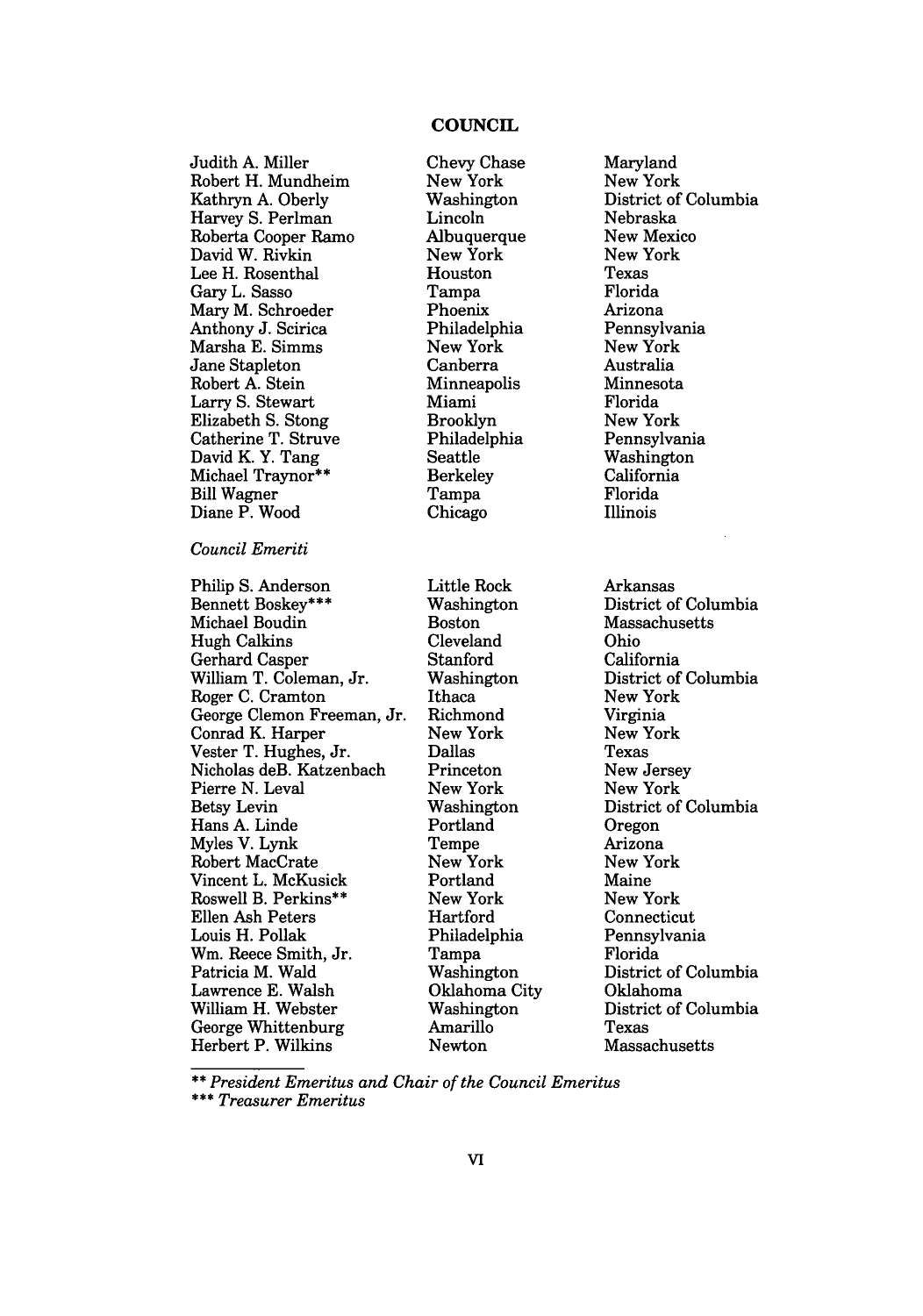## COUNCIL

| | | |
|---|---|---|
| Judith A. Miller | Chevy Chase | Maryland |
| Robert H. Mundheim | New York | New York |
| Kathryn A. Oberly | Washington | District of Columbia |
| Harvey S. Perlman | Lincoln | Nebraska |
| Roberta Cooper Ramo | Albuquerque | New Mexico |
| David W. Rivkin | New York | New York |
| Lee H. Rosenthal | Houston | Texas |
| Gary L. Sasso | Tampa | Florida |
| Mary M. Schroeder | Phoenix | Arizona |
| Anthony J. Scirica | Philadelphia | Pennsylvania |
| Marsha E. Simms | New York | New York |
| Jane Stapleton | Canberra | Australia |
| Robert A. Stein | Minneapolis | Minnesota |
| Larry S. Stewart | Miami | Florida |
| Elizabeth S. Stong | Brooklyn | New York |
| Catherine T. Struve | Philadelphia | Pennsylvania |
| David K. Y. Tang | Seattle | Washington |
| Michael Traynor** | Berkeley | California |
| Bill Wagner | Tampa | Florida |
| Diane P. Wood | Chicago | Illinois |

*Council Emeriti*

| | | |
|---|---|---|
| Philip S. Anderson | Little Rock | Arkansas |
| Bennett Boskey*** | Washington | District of Columbia |
| Michael Boudin | Boston | Massachusetts |
| Hugh Calkins | Cleveland | Ohio |
| Gerhard Casper | Stanford | California |
| William T. Coleman, Jr. | Washington | District of Columbia |
| Roger C. Cramton | Ithaca | New York |
| George Clemon Freeman, Jr. | Richmond | Virginia |
| Conrad K. Harper | New York | New York |
| Vester T. Hughes, Jr. | Dallas | Texas |
| Nicholas deB. Katzenbach | Princeton | New Jersey |
| Pierre N. Leval | New York | New York |
| Betsy Levin | Washington | District of Columbia |
| Hans A. Linde | Portland | Oregon |
| Myles V. Lynk | Tempe | Arizona |
| Robert MacCrate | New York | New York |
| Vincent L. McKusick | Portland | Maine |
| Roswell B. Perkins** | New York | New York |
| Ellen Ash Peters | Hartford | Connecticut |
| Louis H. Pollak | Philadelphia | Pennsylvania |
| Wm. Reece Smith, Jr. | Tampa | Florida |
| Patricia M. Wald | Washington | District of Columbia |
| Lawrence E. Walsh | Oklahoma City | Oklahoma |
| William H. Webster | Washington | District of Columbia |
| George Whittenburg | Amarillo | Texas |
| Herbert P. Wilkins | Newton | Massachusetts |

*\*\* President Emeritus and Chair of the Council Emeritus*

*\*\*\* Treasurer Emeritus*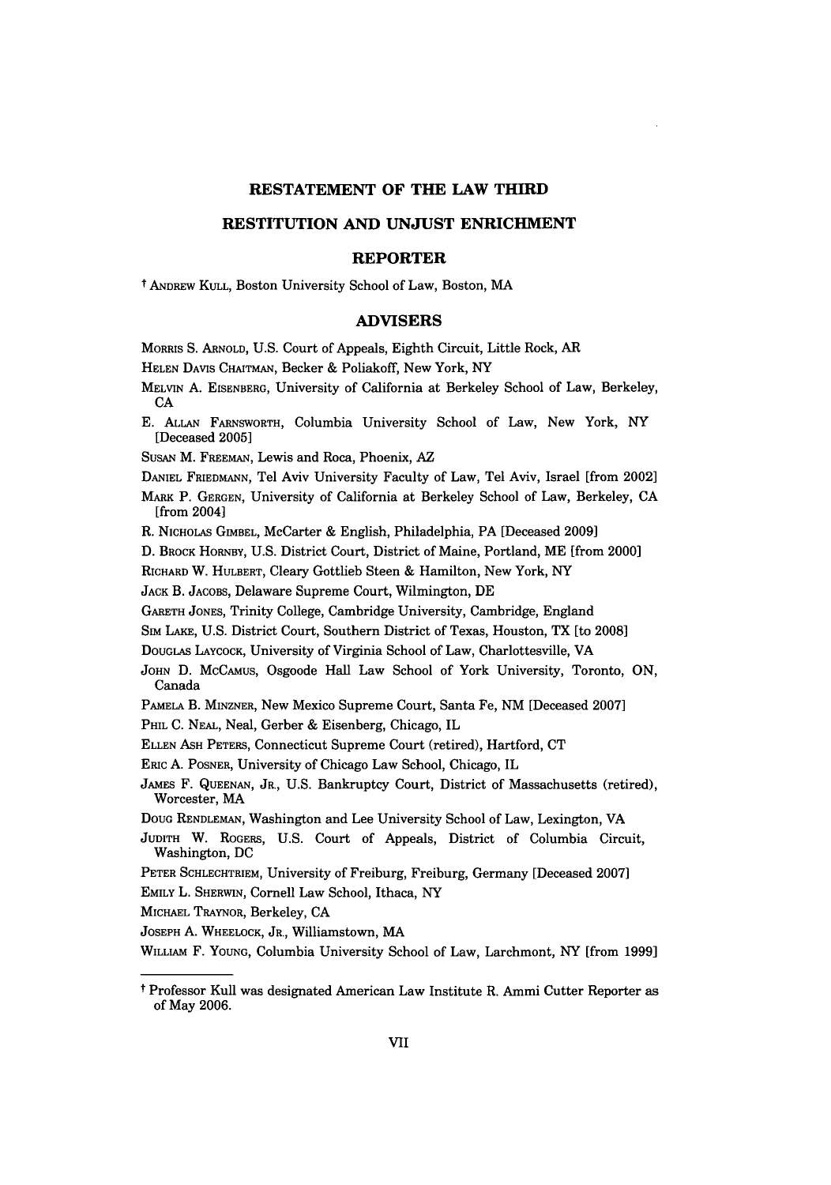# RESTATEMENT OF THE LAW THIRD

## RESTITUTION AND UNJUST ENRICHMENT

### REPORTER

† ANDREW KULL, Boston University School of Law, Boston, MA

### ADVISERS

MORRIS S. ARNOLD, U.S. Court of Appeals, Eighth Circuit, Little Rock, AR

HELEN DAVIS CHAITMAN, Becker & Poliakoff, New York, NY

MELVIN A. EISENBERG, University of California at Berkeley School of Law, Berkeley, CA

E. ALLAN FARNSWORTH, Columbia University School of Law, New York, NY [Deceased 2005]

SUSAN M. FREEMAN, Lewis and Roca, Phoenix, AZ

DANIEL FRIEDMANN, Tel Aviv University Faculty of Law, Tel Aviv, Israel [from 2002]

MARK P. GERGEN, University of California at Berkeley School of Law, Berkeley, CA [from 2004]

R. NICHOLAS GIMBEL, McCarter & English, Philadelphia, PA [Deceased 2009]

D. BROCK HORNBY, U.S. District Court, District of Maine, Portland, ME [from 2000]

RICHARD W. HULBERT, Cleary Gottlieb Steen & Hamilton, New York, NY

JACK B. JACOBS, Delaware Supreme Court, Wilmington, DE

GARETH JONES, Trinity College, Cambridge University, Cambridge, England

SIM LAKE, U.S. District Court, Southern District of Texas, Houston, TX [to 2008]

DOUGLAS LAYCOCK, University of Virginia School of Law, Charlottesville, VA

JOHN D. MCCAMUS, Osgoode Hall Law School of York University, Toronto, ON, Canada

PAMELA B. MINZNER, New Mexico Supreme Court, Santa Fe, NM [Deceased 2007]

PHIL C. NEAL, Neal, Gerber & Eisenberg, Chicago, IL

ELLEN ASH PETERS, Connecticut Supreme Court (retired), Hartford, CT

ERIC A. POSNER, University of Chicago Law School, Chicago, IL

JAMES F. QUEENAN, JR., U.S. Bankruptcy Court, District of Massachusetts (retired), Worcester, MA

DOUG RENDLEMAN, Washington and Lee University School of Law, Lexington, VA

JUDITH W. ROGERS, U.S. Court of Appeals, District of Columbia Circuit, Washington, DC

PETER SCHLECHTRIEM, University of Freiburg, Freiburg, Germany [Deceased 2007]

EMILY L. SHERWIN, Cornell Law School, Ithaca, NY

MICHAEL TRAYNOR, Berkeley, CA

JOSEPH A. WHEELOCK, JR., Williamstown, MA

WILLIAM F. YOUNG, Columbia University School of Law, Larchmont, NY [from 1999]

---

† Professor Kull was designated American Law Institute R. Ammi Cutter Reporter as of May 2006.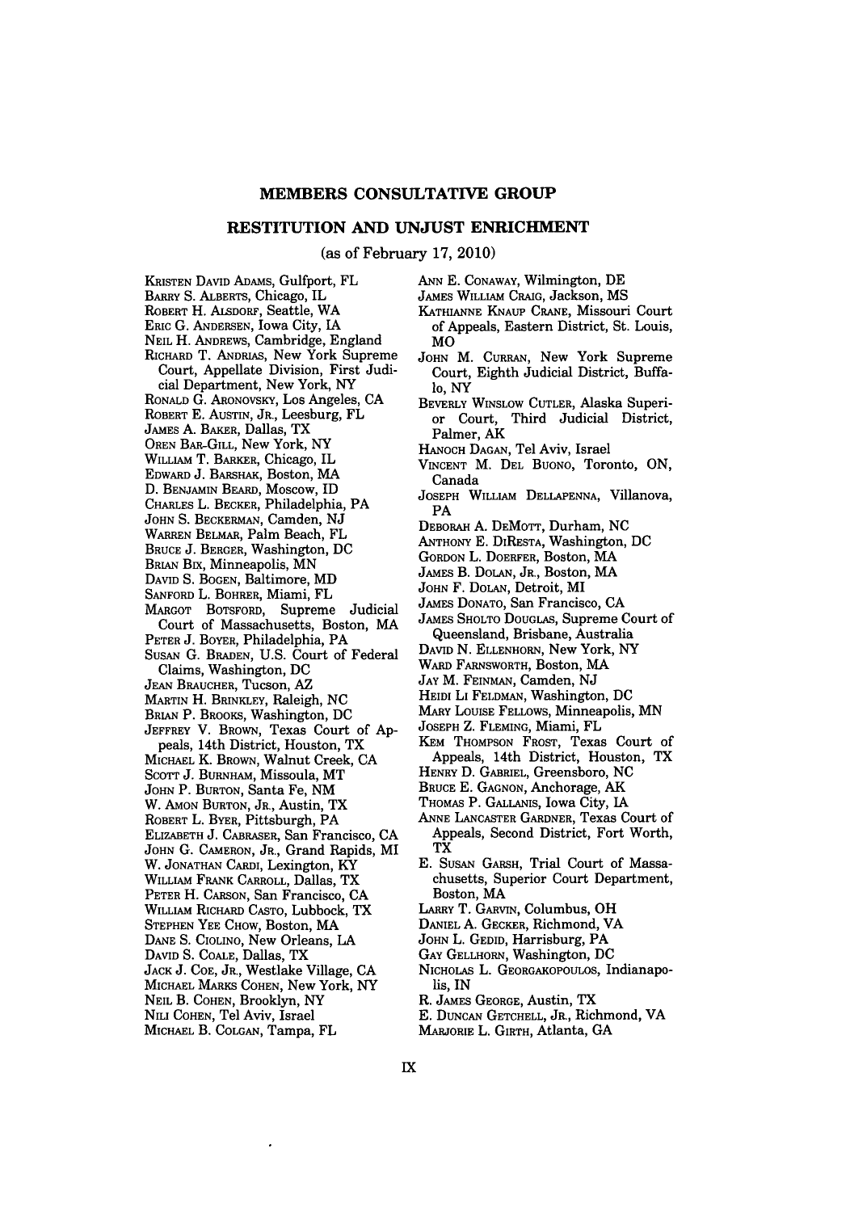## MEMBERS CONSULTATIVE GROUP

## RESTITUTION AND UNJUST ENRICHMENT

(as of February 17, 2010)

KRISTEN DAVID ADAMS, Gulfport, FL
BARRY S. ALBERTS, Chicago, IL
ROBERT H. ALSDORF, Seattle, WA
ERIC G. ANDERSEN, Iowa City, IA
NEIL H. ANDREWS, Cambridge, England
RICHARD T. ANDRIAS, New York Supreme Court, Appellate Division, First Judicial Department, New York, NY
RONALD G. ARONOVSKY, Los Angeles, CA
ROBERT E. AUSTIN, JR., Leesburg, FL
JAMES A. BAKER, Dallas, TX
OREN BAR-GILL, New York, NY
WILLIAM T. BARKER, Chicago, IL
EDWARD J. BARSHAK, Boston, MA
D. BENJAMIN BEARD, Moscow, ID
CHARLES L. BECKER, Philadelphia, PA
JOHN S. BECKERMAN, Camden, NJ
WARREN BELMAR, Palm Beach, FL
BRUCE J. BERGER, Washington, DC
BRIAN BIX, Minneapolis, MN
DAVID S. BOGEN, Baltimore, MD
SANFORD L. BOHRER, Miami, FL
MARGOT BOTSFORD, Supreme Judicial Court of Massachusetts, Boston, MA
PETER J. BOYER, Philadelphia, PA
SUSAN G. BRADEN, U.S. Court of Federal Claims, Washington, DC
JEAN BRAUCHER, Tucson, AZ
MARTIN H. BRINKLEY, Raleigh, NC
BRIAN P. BROOKS, Washington, DC
JEFFREY V. BROWN, Texas Court of Appeals, 14th District, Houston, TX
MICHAEL K. BROWN, Walnut Creek, CA
SCOTT J. BURNHAM, Missoula, MT
JOHN P. BURTON, Santa Fe, NM
W. AMON BURTON, JR., Austin, TX
ROBERT L. BYER, Pittsburgh, PA
ELIZABETH J. CABRASER, San Francisco, CA
JOHN G. CAMERON, JR., Grand Rapids, MI
W. JONATHAN CARDI, Lexington, KY
WILLIAM FRANK CARROLL, Dallas, TX
PETER H. CARSON, San Francisco, CA
WILLIAM RICHARD CASTO, Lubbock, TX
STEPHEN YEE CHOW, Boston, MA
DANE S. CIOLINO, New Orleans, LA
DAVID S. COALE, Dallas, TX
JACK J. COE, JR., Westlake Village, CA
MICHAEL MARKS COHEN, New York, NY
NEIL B. COHEN, Brooklyn, NY
NILI COHEN, Tel Aviv, Israel
MICHAEL B. COLGAN, Tampa, FL
ANN E. CONAWAY, Wilmington, DE
JAMES WILLIAM CRAIG, Jackson, MS
KATHIANNE KNAUP CRANE, Missouri Court of Appeals, Eastern District, St. Louis, MO
JOHN M. CURRAN, New York Supreme Court, Eighth Judicial District, Buffalo, NY
BEVERLY WINSLOW CUTLER, Alaska Superior Court, Third Judicial District, Palmer, AK
HANOCH DAGAN, Tel Aviv, Israel
VINCENT M. DEL BUONO, Toronto, ON, Canada
JOSEPH WILLIAM DELLAPENNA, Villanova, PA
DEBORAH A. DEMOTT, Durham, NC
ANTHONY E. DIRESTA, Washington, DC
GORDON L. DOERFER, Boston, MA
JAMES B. DOLAN, JR., Boston, MA
JOHN F. DOLAN, Detroit, MI
JAMES DONATO, San Francisco, CA
JAMES SHOLTO DOUGLAS, Supreme Court of Queensland, Brisbane, Australia
DAVID N. ELLENHORN, New York, NY
WARD FARNSWORTH, Boston, MA
JAY M. FEINMAN, Camden, NJ
HEIDI LI FELDMAN, Washington, DC
MARY LOUISE FELLOWS, Minneapolis, MN
JOSEPH Z. FLEMING, Miami, FL
KEM THOMPSON FROST, Texas Court of Appeals, 14th District, Houston, TX
HENRY D. GABRIEL, Greensboro, NC
BRUCE E. GAGNON, Anchorage, AK
THOMAS P. GALLANIS, Iowa City, IA
ANNE LANCASTER GARDNER, Texas Court of Appeals, Second District, Fort Worth, TX
E. SUSAN GARSH, Trial Court of Massachusetts, Superior Court Department, Boston, MA
LARRY T. GARVIN, Columbus, OH
DANIEL A. GECKER, Richmond, VA
JOHN L. GEDID, Harrisburg, PA
GAY GELLHORN, Washington, DC
NICHOLAS L. GEORGAKOPOULOS, Indianapolis, IN
R. JAMES GEORGE, Austin, TX
E. DUNCAN GETCHELL, JR., Richmond, VA
MARJORIE L. GIRTH, Atlanta, GA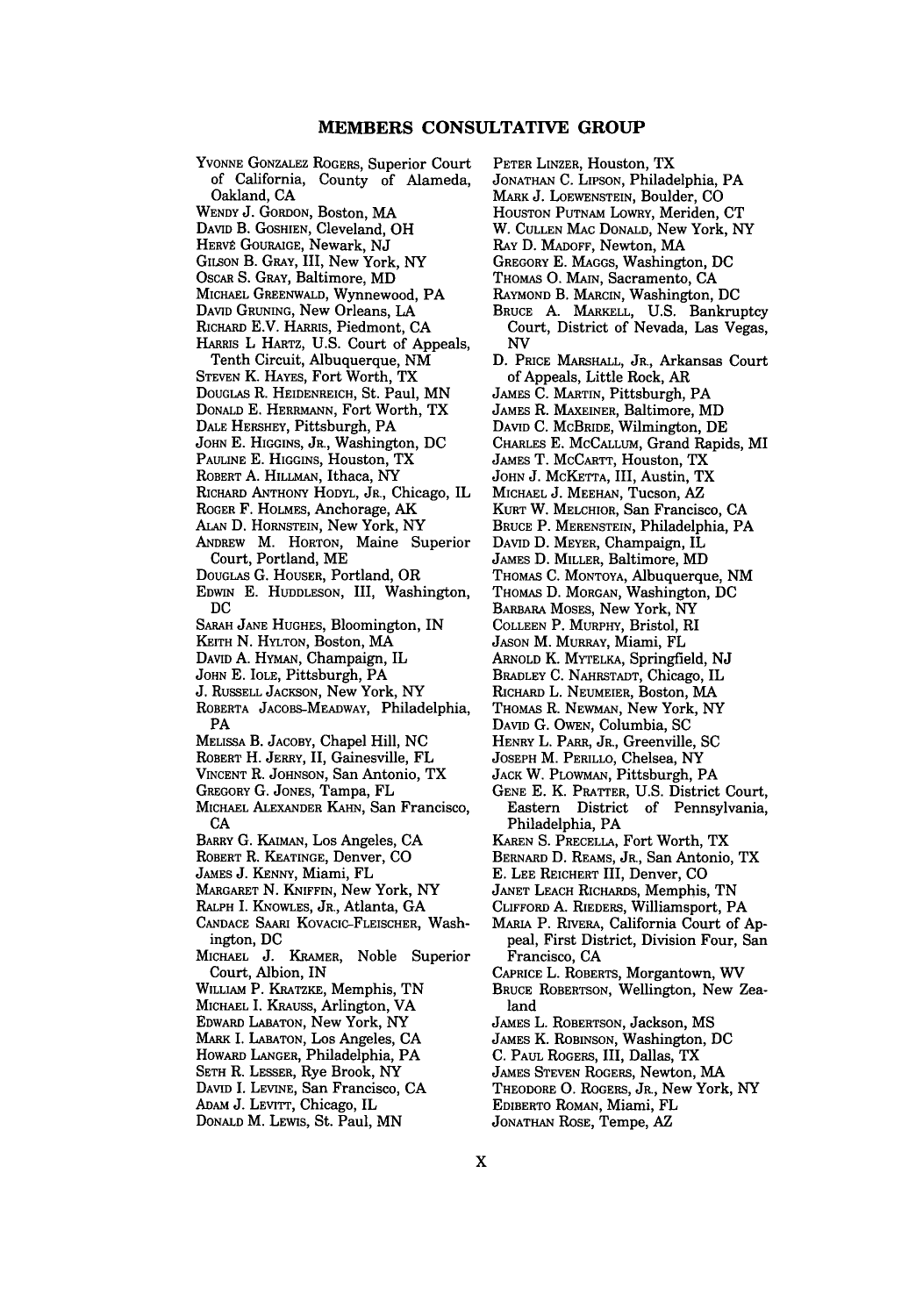## MEMBERS CONSULTATIVE GROUP

Yvonne Gonzalez Rogers, Superior Court of California, County of Alameda, Oakland, CA
Wendy J. Gordon, Boston, MA
David B. Goshien, Cleveland, OH
Hervé Gouraige, Newark, NJ
Gilson B. Gray, III, New York, NY
Oscar S. Gray, Baltimore, MD
Michael Greenwald, Wynnewood, PA
David Gruning, New Orleans, LA
Richard E.V. Harris, Piedmont, CA
Harris L Hartz, U.S. Court of Appeals, Tenth Circuit, Albuquerque, NM
Steven K. Hayes, Fort Worth, TX
Douglas R. Heidenreich, St. Paul, MN
Donald E. Herrmann, Fort Worth, TX
Dale Hershey, Pittsburgh, PA
John E. Higgins, Jr., Washington, DC
Pauline E. Higgins, Houston, TX
Robert A. Hillman, Ithaca, NY
Richard Anthony Hodyl, Jr., Chicago, IL
Roger F. Holmes, Anchorage, AK
Alan D. Hornstein, New York, NY
Andrew M. Horton, Maine Superior Court, Portland, ME
Douglas G. Houser, Portland, OR
Edwin E. Huddleson, III, Washington, DC
Sarah Jane Hughes, Bloomington, IN
Keith N. Hylton, Boston, MA
David A. Hyman, Champaign, IL
John E. Iole, Pittsburgh, PA
J. Russell Jackson, New York, NY
Roberta Jacobs-Meadway, Philadelphia, PA
Melissa B. Jacoby, Chapel Hill, NC
Robert H. Jerry, II, Gainesville, FL
Vincent R. Johnson, San Antonio, TX
Gregory G. Jones, Tampa, FL
Michael Alexander Kahn, San Francisco, CA
Barry G. Kaiman, Los Angeles, CA
Robert R. Keatinge, Denver, CO
James J. Kenny, Miami, FL
Margaret N. Kniffin, New York, NY
Ralph I. Knowles, Jr., Atlanta, GA
Candace Saari Kovacic-Fleischer, Washington, DC
Michael J. Kramer, Noble Superior Court, Albion, IN
William P. Kratzke, Memphis, TN
Michael I. Krauss, Arlington, VA
Edward Labaton, New York, NY
Mark I. Labaton, Los Angeles, CA
Howard Langer, Philadelphia, PA
Seth R. Lesser, Rye Brook, NY
David I. Levine, San Francisco, CA
Adam J. Levitt, Chicago, IL
Donald M. Lewis, St. Paul, MN
Peter Linzer, Houston, TX
Jonathan C. Lipson, Philadelphia, PA
Mark J. Loewenstein, Boulder, CO
Houston Putnam Lowry, Meriden, CT
W. Cullen Mac Donald, New York, NY
Ray D. Madoff, Newton, MA
Gregory E. Maggs, Washington, DC
Thomas O. Main, Sacramento, CA
Raymond B. Marcin, Washington, DC
Bruce A. Markell, U.S. Bankruptcy Court, District of Nevada, Las Vegas, NV
D. Price Marshall, Jr., Arkansas Court of Appeals, Little Rock, AR
James C. Martin, Pittsburgh, PA
James R. Maxeiner, Baltimore, MD
David C. McBride, Wilmington, DE
Charles E. McCallum, Grand Rapids, MI
James T. McCartt, Houston, TX
John J. McKetta, III, Austin, TX
Michael J. Meehan, Tucson, AZ
Kurt W. Melchior, San Francisco, CA
Bruce P. Merenstein, Philadelphia, PA
David D. Meyer, Champaign, IL
James D. Miller, Baltimore, MD
Thomas C. Montoya, Albuquerque, NM
Thomas D. Morgan, Washington, DC
Barbara Moses, New York, NY
Colleen P. Murphy, Bristol, RI
Jason M. Murray, Miami, FL
Arnold K. Mytelka, Springfield, NJ
Bradley C. Nahrstadt, Chicago, IL
Richard L. Neumeier, Boston, MA
Thomas R. Newman, New York, NY
David G. Owen, Columbia, SC
Henry L. Parr, Jr., Greenville, SC
Joseph M. Perillo, Chelsea, NY
Jack W. Plowman, Pittsburgh, PA
Gene E. K. Pratter, U.S. District Court, Eastern District of Pennsylvania, Philadelphia, PA
Karen S. Precella, Fort Worth, TX
Bernard D. Reams, Jr., San Antonio, TX
E. Lee Reichert III, Denver, CO
Janet Leach Richards, Memphis, TN
Clifford A. Rieders, Williamsport, PA
Maria P. Rivera, California Court of Appeal, First District, Division Four, San Francisco, CA
Caprice L. Roberts, Morgantown, WV
Bruce Robertson, Wellington, New Zealand
James L. Robertson, Jackson, MS
James K. Robinson, Washington, DC
C. Paul Rogers, III, Dallas, TX
James Steven Rogers, Newton, MA
Theodore O. Rogers, Jr., New York, NY
Ediberto Roman, Miami, FL
Jonathan Rose, Tempe, AZ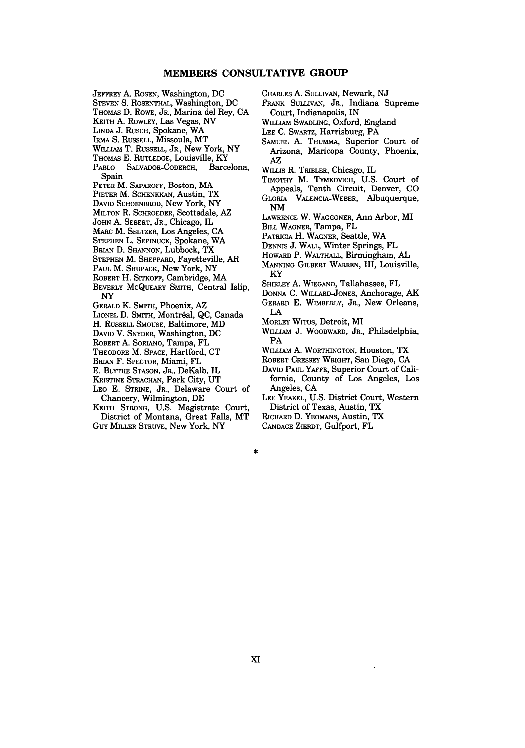## MEMBERS CONSULTATIVE GROUP

JEFFREY A. ROSEN, Washington, DC
STEVEN S. ROSENTHAL, Washington, DC
THOMAS D. ROWE, JR., Marina del Rey, CA
KEITH A. ROWLEY, Las Vegas, NV
LINDA J. RUSCH, Spokane, WA
IRMA S. RUSSELL, Missoula, MT
WILLIAM T. RUSSELL, JR., New York, NY
THOMAS E. RUTLEDGE, Louisville, KY
PABLO SALVADOR-CODERCH, Barcelona, Spain
PETER M. SAPAROFF, Boston, MA
PIETER M. SCHENKKAN, Austin, TX
DAVID SCHOENBROD, New York, NY
MILTON R. SCHROEDER, Scottsdale, AZ
JOHN A. SEBERT, JR., Chicago, IL
MARC M. SELTZER, Los Angeles, CA
STEPHEN L. SEPINUCK, Spokane, WA
BRIAN D. SHANNON, Lubbock, TX
STEPHEN M. SHEPPARD, Fayetteville, AR
PAUL M. SHUPACK, New York, NY
ROBERT H. SITKOFF, Cambridge, MA
BEVERLY MCQUEARY SMITH, Central Islip, NY
GERALD K. SMITH, Phoenix, AZ
LIONEL D. SMITH, Montréal, QC, Canada
H. RUSSELL SMOUSE, Baltimore, MD
DAVID V. SNYDER, Washington, DC
ROBERT A. SORIANO, Tampa, FL
THEODORE M. SPACE, Hartford, CT
BRIAN F. SPECTOR, Miami, FL
E. BLYTHE STASON, JR., DeKalb, IL
KRISTINE STRACHAN, Park City, UT
LEO E. STRINE, JR., Delaware Court of Chancery, Wilmington, DE
KEITH STRONG, U.S. Magistrate Court, District of Montana, Great Falls, MT
GUY MILLER STRUVE, New York, NY
CHARLES A. SULLIVAN, Newark, NJ
FRANK SULLIVAN, JR., Indiana Supreme Court, Indianapolis, IN
WILLIAM SWADLING, Oxford, England
LEE C. SWARTZ, Harrisburg, PA
SAMUEL A. THUMMA, Superior Court of Arizona, Maricopa County, Phoenix, AZ
WILLIS R. TRIBLER, Chicago, IL
TIMOTHY M. TYMKOVICH, U.S. Court of Appeals, Tenth Circuit, Denver, CO
GLORIA VALENCIA-WEBER, Albuquerque, NM
LAWRENCE W. WAGGONER, Ann Arbor, MI
BILL WAGNER, Tampa, FL
PATRICIA H. WAGNER, Seattle, WA
DENNIS J. WALL, Winter Springs, FL
HOWARD P. WALTHALL, Birmingham, AL
MANNING GILBERT WARREN, III, Louisville, KY
SHIRLEY A. WIEGAND, Tallahassee, FL
DONNA C. WILLARD-JONES, Anchorage, AK
GERARD E. WIMBERLY, JR., New Orleans, LA
MORLEY WITUS, Detroit, MI
WILLIAM J. WOODWARD, JR., Philadelphia, PA
WILLIAM A. WORTHINGTON, Houston, TX
ROBERT CRESSEY WRIGHT, San Diego, CA
DAVID PAUL YAFFE, Superior Court of California, County of Los Angeles, Los Angeles, CA
LEE YEAKEL, U.S. District Court, Western District of Texas, Austin, TX
RICHARD D. YEOMANS, Austin, TX
CANDACE ZIERDT, Gulfport, FL

*